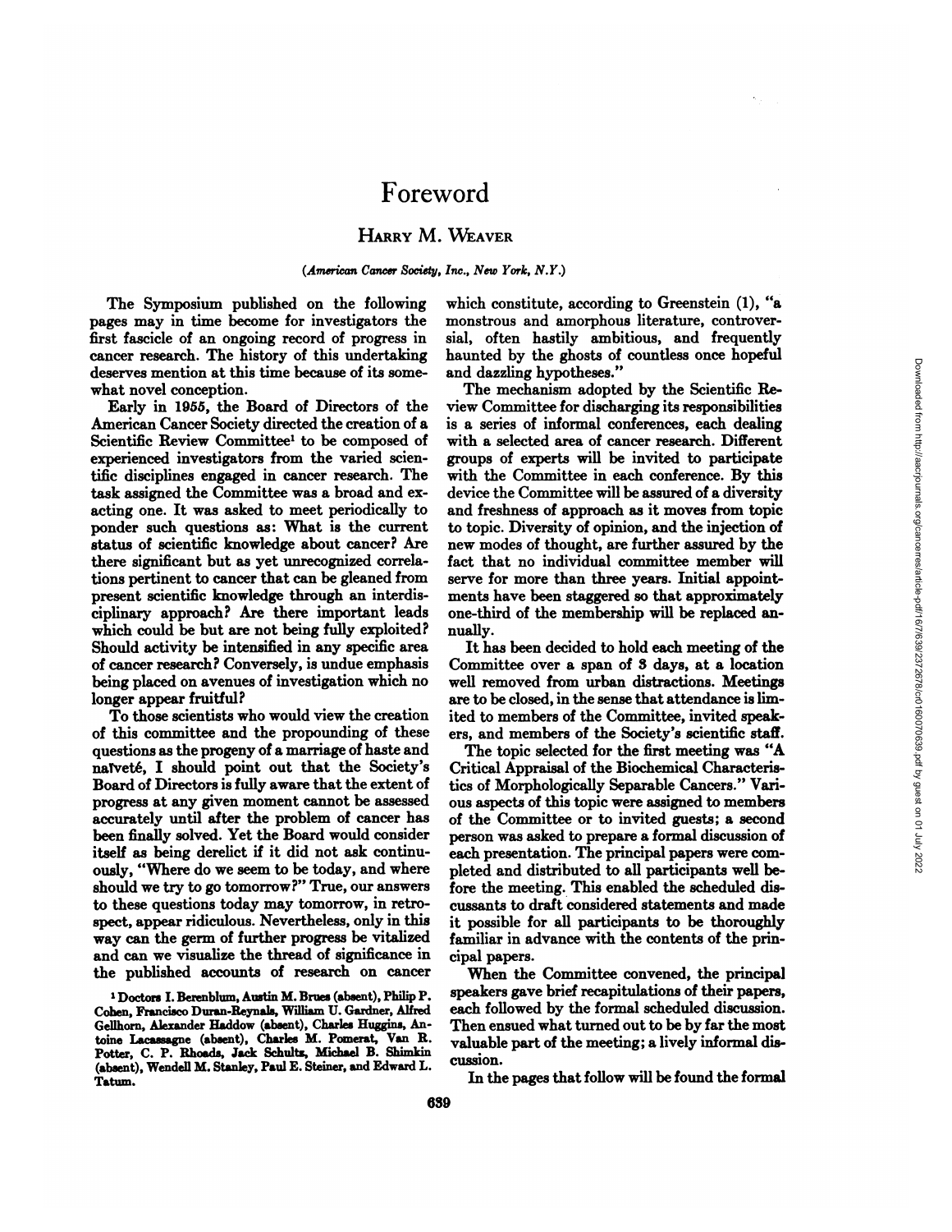# Foreword

## Harry M. Weaver

*(American Cancer Society, Inc., New York, N.Y.)*

The Symposium published on the following pages may in time become for investigators the first fascicle of an ongoing record of progress in cancer research. The history of this undertaking deserves mention at this time because of its somewhat novel conception.

Early in 1955, the Board of Directors of the American Cancer Society directed the creation of a Scientific Review Committee[1] to be composed of experienced investigators from the varied scientific disciplines engaged in cancer research. The task assigned the Committee was a broad and exacting one. It was asked to meet periodically to ponder such questions as: What is the current status of scientific knowledge about cancer? Are there significant but as yet unrecognized correlations pertinent to cancer that can be gleaned from present scientific knowledge through an interdisciplinary approach? Are there important leads which could be but are not being fully exploited? Should activity be intensified in any specific area of cancer research? Conversely, is undue emphasis being placed on avenues of investigation which no longer appear fruitful?

To those scientists who would view the creation of this committee and the propounding of these questions as the progeny of a marriage of haste and naïveté, I should point out that the Society's Board of Directors is fully aware that the extent of progress at any given moment cannot be assessed accurately until after the problem of cancer has been finally solved. Yet the Board would consider itself as being derelict if it did not ask continuously, "Where do we seem to be today, and where should we try to go tomorrow?" True, our answers to these questions today may tomorrow, in retrospect, appear ridiculous. Nevertheless, only in this way can the germ of further progress be vitalized and can we visualize the thread of significance in the published accounts of research on cancer which constitute, according to Greenstein (1), "a monstrous and amorphous literature, controversial, often hastily ambitious, and frequently haunted by the ghosts of countless once hopeful and dazzling hypotheses."

The mechanism adopted by the Scientific Review Committee for discharging its responsibilities is a series of informal conferences, each dealing with a selected area of cancer research. Different groups of experts will be invited to participate with the Committee in each conference. By this device the Committee will be assured of a diversity and freshness of approach as it moves from topic to topic. Diversity of opinion, and the injection of new modes of thought, are further assured by the fact that no individual committee member will serve for more than three years. Initial appointments have been staggered so that approximately one-third of the membership will be replaced annually.

It has been decided to hold each meeting of the Committee over a span of 3 days, at a location well removed from urban distractions. Meetings are to be closed, in the sense that attendance is limited to members of the Committee, invited speakers, and members of the Society's scientific staff.

The topic selected for the first meeting was "A Critical Appraisal of the Biochemical Characteristics of Morphologically Separable Cancers." Various aspects of this topic were assigned to members of the Committee or to invited guests; a second person was asked to prepare a formal discussion of each presentation. The principal papers were completed and distributed to all participants well before the meeting. This enabled the scheduled discussants to draft considered statements and made it possible for all participants to be thoroughly familiar in advance with the contents of the principal papers.

When the Committee convened, the principal speakers gave brief recapitulations of their papers, each followed by the formal scheduled discussion. Then ensued what turned out to be by far the most valuable part of the meeting; a lively informal discussion.

In the pages that follow will be found the formal

[1] Doctors I. Berenblum, Austin M. Brues (absent), Philip P. Cohen, Francisco Duran-Reynals, William U. Gardner, Alfred Gellhorn, Alexander Haddow (absent), Charles Huggins, Antoine Lacassagne (absent), Charles M. Pomerat, Van R. Potter, C. P. Rhoads, Jack Schultz, Michael B. Shimkin (absent), Wendell M. Stanley, Paul E. Steiner, and Edward L. Tatum.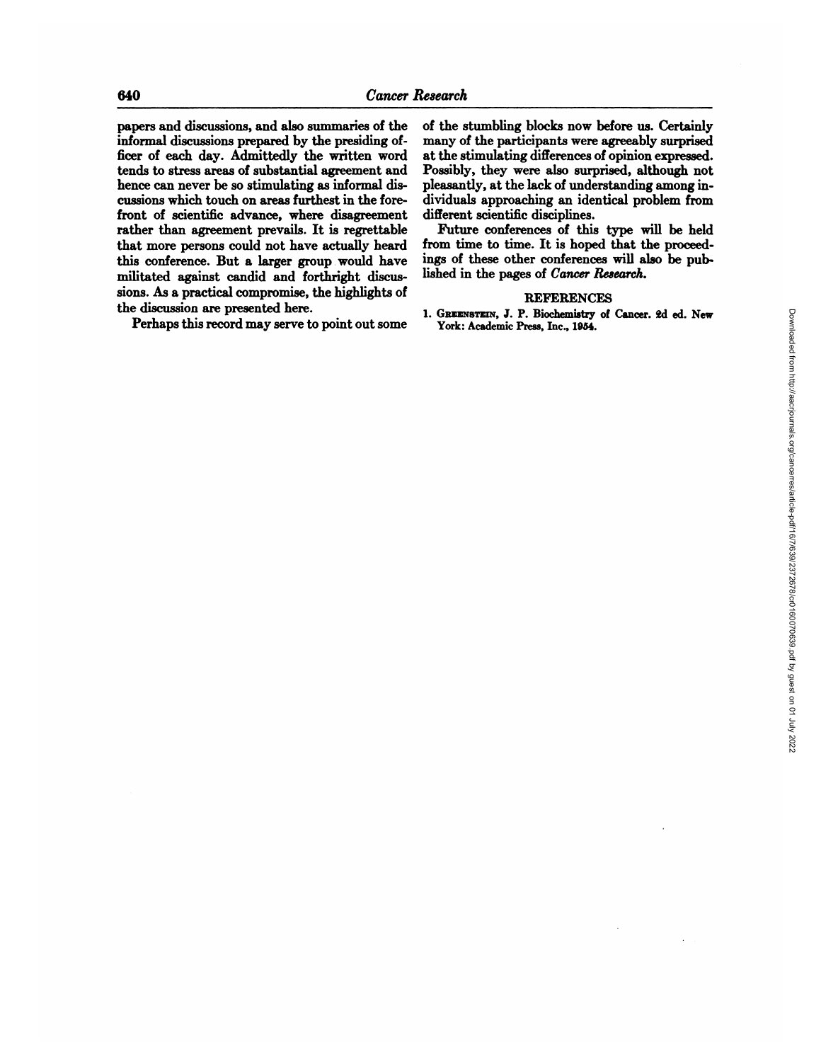papers and discussions, and also summaries of the informal discussions prepared by the presiding officer of each day. Admittedly the written word tends to stress areas of substantial agreement and hence can never be so stimulating as informal discussions which touch on areas furthest in the forefront of scientific advance, where disagreement rather than agreement prevails. It is regrettable that more persons could not have actually heard this conference. But a larger group would have militated against candid and forthright discussions. As a practical compromise, the highlights of the discussion are presented here.

Perhaps this record may serve to point out some of the stumbling blocks now before us. Certainly many of the participants were agreeably surprised at the stimulating differences of opinion expressed. Possibly, they were also surprised, although not pleasantly, at the lack of understanding among individuals approaching an identical problem from different scientific disciplines.

Future conferences of this type will be held from time to time. It is hoped that the proceedings of these other conferences will also be published in the pages of *Cancer Research*.

## REFERENCES

1. GREENSTEIN, J. P. Biochemistry of Cancer. 2d ed. New York: Academic Press, Inc., 1954.